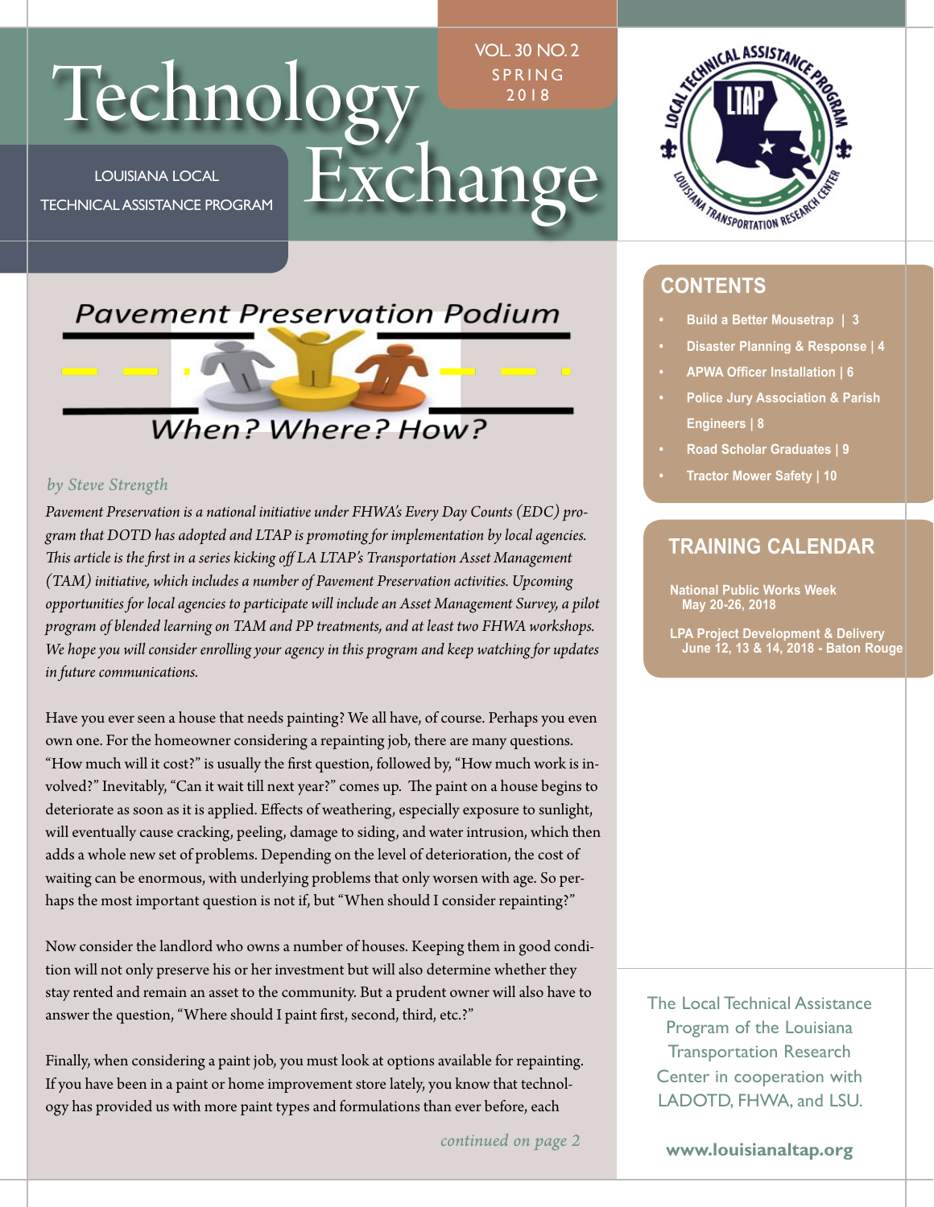# Technology Exchange

VOL. 30 NO. 2
SPRING
2018

LOUISIANA LOCAL
TECHNICAL ASSISTANCE PROGRAM

## Pavement Preservation Podium

### When? Where? How?

*by Steve Strength*

*Pavement Preservation is a national initiative under FHWA's Every Day Counts (EDC) program that DOTD has adopted and LTAP is promoting for implementation by local agencies. This article is the first in a series kicking off LA LTAP's Transportation Asset Management (TAM) initiative, which includes a number of Pavement Preservation activities. Upcoming opportunities for local agencies to participate will include an Asset Management Survey, a pilot program of blended learning on TAM and PP treatments, and at least two FHWA workshops. We hope you will consider enrolling your agency in this program and keep watching for updates in future communications.*

Have you ever seen a house that needs painting? We all have, of course. Perhaps you even own one. For the homeowner considering a repainting job, there are many questions. "How much will it cost?" is usually the first question, followed by, "How much work is involved?" Inevitably, "Can it wait till next year?" comes up. The paint on a house begins to deteriorate as soon as it is applied. Effects of weathering, especially exposure to sunlight, will eventually cause cracking, peeling, damage to siding, and water intrusion, which then adds a whole new set of problems. Depending on the level of deterioration, the cost of waiting can be enormous, with underlying problems that only worsen with age. So perhaps the most important question is not if, but "When should I consider repainting?"

Now consider the landlord who owns a number of houses. Keeping them in good condition will not only preserve his or her investment but will also determine whether they stay rented and remain an asset to the community. But a prudent owner will also have to answer the question, "Where should I paint first, second, third, etc.?"

Finally, when considering a paint job, you must look at options available for repainting. If you have been in a paint or home improvement store lately, you know that technology has provided us with more paint types and formulations than ever before, each

*continued on page 2*

## CONTENTS

- Build a Better Mousetrap | 3
- Disaster Planning & Response | 4
- APWA Officer Installation | 6
- Police Jury Association & Parish Engineers | 8
- Road Scholar Graduates | 9
- Tractor Mower Safety | 10

## TRAINING CALENDAR

**National Public Works Week**
**May 20-26, 2018**

**LPA Project Development & Delivery**
**June 12, 13 & 14, 2018 - Baton Rouge**

The Local Technical Assistance Program of the Louisiana Transportation Research Center in cooperation with LADOTD, FHWA, and LSU.

**www.louisianaltap.org**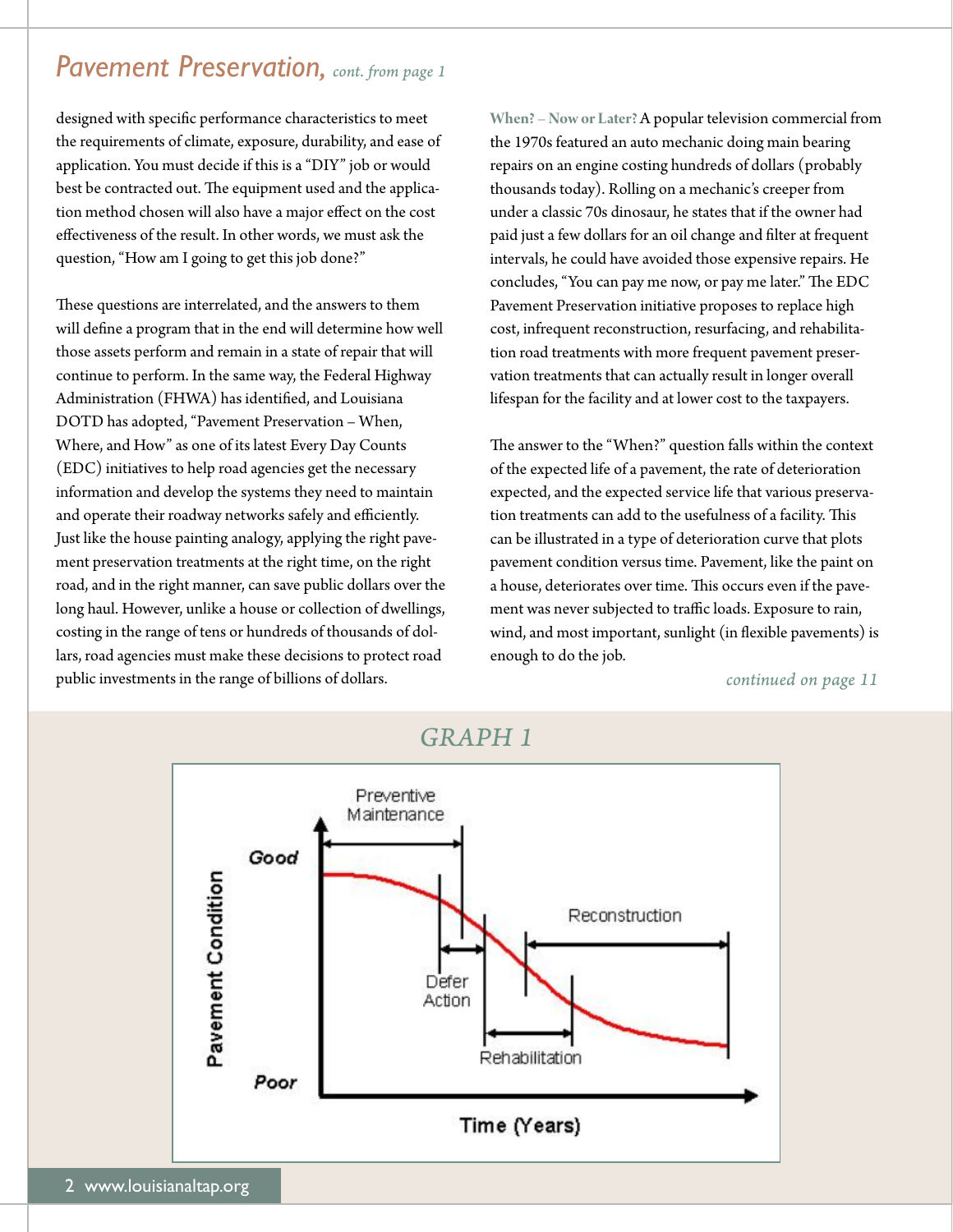## *Pavement Preservation*, *cont. from page 1*

designed with specific performance characteristics to meet the requirements of climate, exposure, durability, and ease of application. You must decide if this is a "DIY" job or would best be contracted out. The equipment used and the application method chosen will also have a major effect on the cost effectiveness of the result. In other words, we must ask the question, "How am I going to get this job done?"

These questions are interrelated, and the answers to them will define a program that in the end will determine how well those assets perform and remain in a state of repair that will continue to perform. In the same way, the Federal Highway Administration (FHWA) has identified, and Louisiana DOTD has adopted, "Pavement Preservation – When, Where, and How" as one of its latest Every Day Counts (EDC) initiatives to help road agencies get the necessary information and develop the systems they need to maintain and operate their roadway networks safely and efficiently. Just like the house painting analogy, applying the right pavement preservation treatments at the right time, on the right road, and in the right manner, can save public dollars over the long haul. However, unlike a house or collection of dwellings, costing in the range of tens or hundreds of thousands of dollars, road agencies must make these decisions to protect road public investments in the range of billions of dollars.

**When? – Now or Later?** A popular television commercial from the 1970s featured an auto mechanic doing main bearing repairs on an engine costing hundreds of dollars (probably thousands today). Rolling on a mechanic's creeper from under a classic 70s dinosaur, he states that if the owner had paid just a few dollars for an oil change and filter at frequent intervals, he could have avoided those expensive repairs. He concludes, "You can pay me now, or pay me later." The EDC Pavement Preservation initiative proposes to replace high cost, infrequent reconstruction, resurfacing, and rehabilitation road treatments with more frequent pavement preservation treatments that can actually result in longer overall lifespan for the facility and at lower cost to the taxpayers.

The answer to the "When?" question falls within the context of the expected life of a pavement, the rate of deterioration expected, and the expected service life that various preservation treatments can add to the usefulness of a facility. This can be illustrated in a type of deterioration curve that plots pavement condition versus time. Pavement, like the paint on a house, deteriorates over time. This occurs even if the pavement was never subjected to traffic loads. Exposure to rain, wind, and most important, sunlight (in flexible pavements) is enough to do the job.

*continued on page 11*

*GRAPH 1*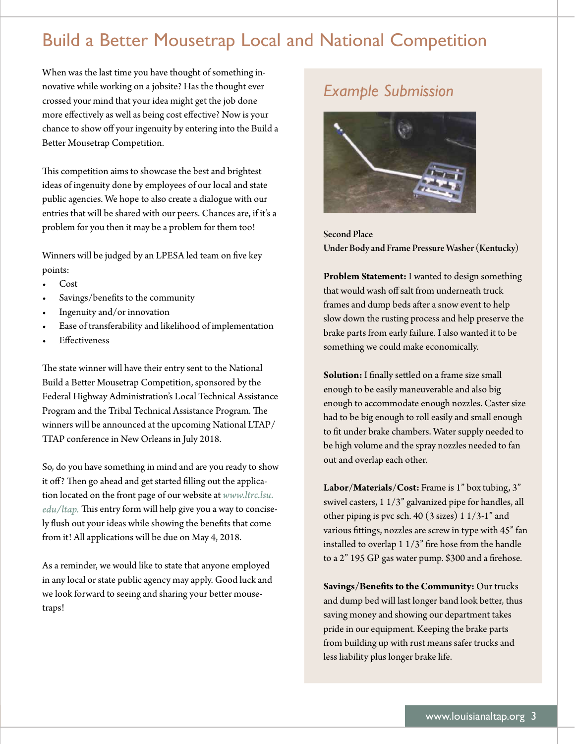# Build a Better Mousetrap Local and National Competition

When was the last time you have thought of something innovative while working on a jobsite? Has the thought ever crossed your mind that your idea might get the job done more effectively as well as being cost effective? Now is your chance to show off your ingenuity by entering into the Build a Better Mousetrap Competition.

This competition aims to showcase the best and brightest ideas of ingenuity done by employees of our local and state public agencies. We hope to also create a dialogue with our entries that will be shared with our peers. Chances are, if it's a problem for you then it may be a problem for them too!

Winners will be judged by an LPESA led team on five key points:

- Cost
- Savings/benefits to the community
- Ingenuity and/or innovation
- Ease of transferability and likelihood of implementation
- Effectiveness

The state winner will have their entry sent to the National Build a Better Mousetrap Competition, sponsored by the Federal Highway Administration's Local Technical Assistance Program and the Tribal Technical Assistance Program. The winners will be announced at the upcoming National LTAP/TTAP conference in New Orleans in July 2018.

So, do you have something in mind and are you ready to show it off? Then go ahead and get started filling out the application located on the front page of our website at *www.ltrc.lsu.edu/ltap.* This entry form will help give you a way to concisely flush out your ideas while showing the benefits that come from it! All applications will be due on May 4, 2018.

As a reminder, we would like to state that anyone employed in any local or state public agency may apply. Good luck and we look forward to seeing and sharing your better mousetraps!

## *Example Submission*

**Second Place**
**Under Body and Frame Pressure Washer (Kentucky)**

**Problem Statement:** I wanted to design something that would wash off salt from underneath truck frames and dump beds after a snow event to help slow down the rusting process and help preserve the brake parts from early failure. I also wanted it to be something we could make economically.

**Solution:** I finally settled on a frame size small enough to be easily maneuverable and also big enough to accommodate enough nozzles. Caster size had to be big enough to roll easily and small enough to fit under brake chambers. Water supply needed to be high volume and the spray nozzles needed to fan out and overlap each other.

**Labor/Materials/Cost:** Frame is 1" box tubing, 3" swivel casters, 1 1/3" galvanized pipe for handles, all other piping is pvc sch. 40 (3 sizes) 1 1/3-1" and various fittings, nozzles are screw in type with 45" fan installed to overlap 1 1/3" fire hose from the handle to a 2" 195 GP gas water pump. $300 and a firehose.

**Savings/Benefits to the Community:** Our trucks and dump bed will last longer band look better, thus saving money and showing our department takes pride in our equipment. Keeping the brake parts from building up with rust means safer trucks and less liability plus longer brake life.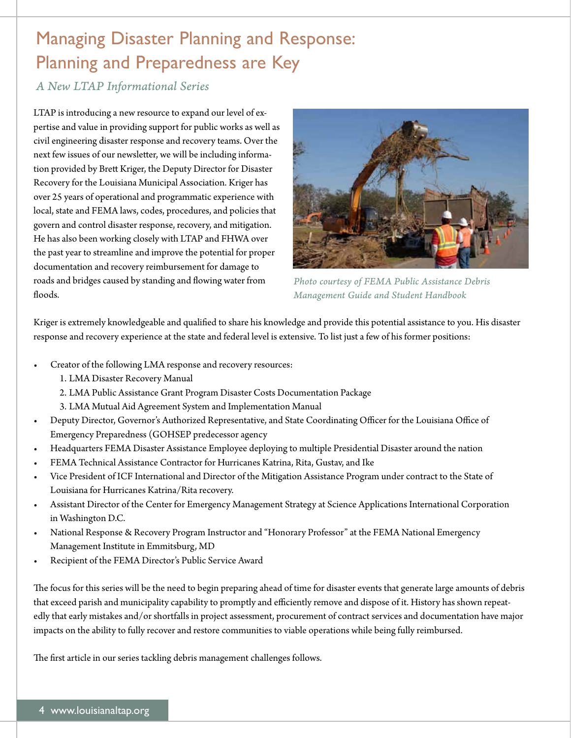# Managing Disaster Planning and Response: Planning and Preparedness are Key

*A New LTAP Informational Series*

LTAP is introducing a new resource to expand our level of expertise and value in providing support for public works as well as civil engineering disaster response and recovery teams. Over the next few issues of our newsletter, we will be including information provided by Brett Kriger, the Deputy Director for Disaster Recovery for the Louisiana Municipal Association. Kriger has over 25 years of operational and programmatic experience with local, state and FEMA laws, codes, procedures, and policies that govern and control disaster response, recovery, and mitigation. He has also been working closely with LTAP and FHWA over the past year to streamline and improve the potential for proper documentation and recovery reimbursement for damage to roads and bridges caused by standing and flowing water from floods.

*Photo courtesy of FEMA Public Assistance Debris Management Guide and Student Handbook*

Kriger is extremely knowledgeable and qualified to share his knowledge and provide this potential assistance to you. His disaster response and recovery experience at the state and federal level is extensive. To list just a few of his former positions:

- Creator of the following LMA response and recovery resources:
  1. LMA Disaster Recovery Manual
  2. LMA Public Assistance Grant Program Disaster Costs Documentation Package
  3. LMA Mutual Aid Agreement System and Implementation Manual
- Deputy Director, Governor's Authorized Representative, and State Coordinating Officer for the Louisiana Office of Emergency Preparedness (GOHSEP predecessor agency
- Headquarters FEMA Disaster Assistance Employee deploying to multiple Presidential Disaster around the nation
- FEMA Technical Assistance Contractor for Hurricanes Katrina, Rita, Gustav, and Ike
- Vice President of ICF International and Director of the Mitigation Assistance Program under contract to the State of Louisiana for Hurricanes Katrina/Rita recovery.
- Assistant Director of the Center for Emergency Management Strategy at Science Applications International Corporation in Washington D.C.
- National Response & Recovery Program Instructor and "Honorary Professor" at the FEMA National Emergency Management Institute in Emmitsburg, MD
- Recipient of the FEMA Director's Public Service Award

The focus for this series will be the need to begin preparing ahead of time for disaster events that generate large amounts of debris that exceed parish and municipality capability to promptly and efficiently remove and dispose of it. History has shown repeatedly that early mistakes and/or shortfalls in project assessment, procurement of contract services and documentation have major impacts on the ability to fully recover and restore communities to viable operations while being fully reimbursed.

The first article in our series tackling debris management challenges follows.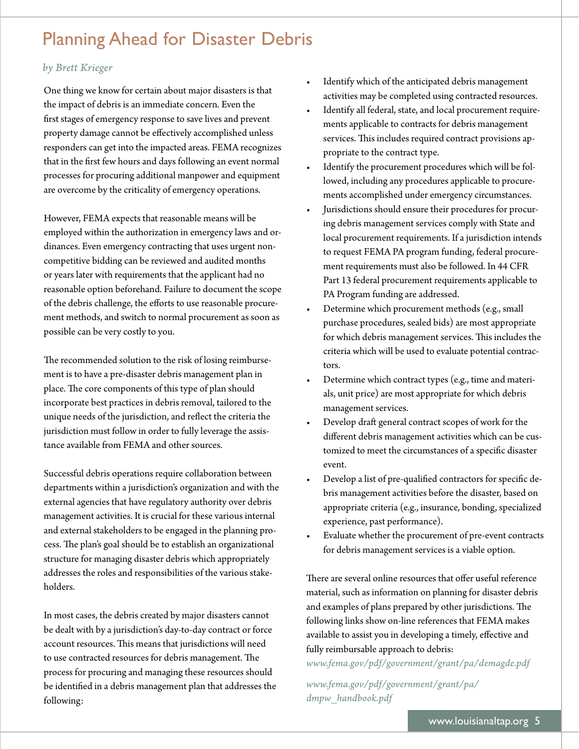# Planning Ahead for Disaster Debris

*by Brett Krieger*

One thing we know for certain about major disasters is that the impact of debris is an immediate concern. Even the first stages of emergency response to save lives and prevent property damage cannot be effectively accomplished unless responders can get into the impacted areas. FEMA recognizes that in the first few hours and days following an event normal processes for procuring additional manpower and equipment are overcome by the criticality of emergency operations.

However, FEMA expects that reasonable means will be employed within the authorization in emergency laws and ordinances. Even emergency contracting that uses urgent non-competitive bidding can be reviewed and audited months or years later with requirements that the applicant had no reasonable option beforehand. Failure to document the scope of the debris challenge, the efforts to use reasonable procurement methods, and switch to normal procurement as soon as possible can be very costly to you.

The recommended solution to the risk of losing reimbursement is to have a pre-disaster debris management plan in place. The core components of this type of plan should incorporate best practices in debris removal, tailored to the unique needs of the jurisdiction, and reflect the criteria the jurisdiction must follow in order to fully leverage the assistance available from FEMA and other sources.

Successful debris operations require collaboration between departments within a jurisdiction's organization and with the external agencies that have regulatory authority over debris management activities. It is crucial for these various internal and external stakeholders to be engaged in the planning process. The plan's goal should be to establish an organizational structure for managing disaster debris which appropriately addresses the roles and responsibilities of the various stakeholders.

In most cases, the debris created by major disasters cannot be dealt with by a jurisdiction's day-to-day contract or force account resources. This means that jurisdictions will need to use contracted resources for debris management. The process for procuring and managing these resources should be identified in a debris management plan that addresses the following:

- Identify which of the anticipated debris management activities may be completed using contracted resources.
- Identify all federal, state, and local procurement requirements applicable to contracts for debris management services. This includes required contract provisions appropriate to the contract type.
- Identify the procurement procedures which will be followed, including any procedures applicable to procurements accomplished under emergency circumstances.
- Jurisdictions should ensure their procedures for procuring debris management services comply with State and local procurement requirements. If a jurisdiction intends to request FEMA PA program funding, federal procurement requirements must also be followed. In 44 CFR Part 13 federal procurement requirements applicable to PA Program funding are addressed.
- Determine which procurement methods (e.g., small purchase procedures, sealed bids) are most appropriate for which debris management services. This includes the criteria which will be used to evaluate potential contractors.
- Determine which contract types (e.g., time and materials, unit price) are most appropriate for which debris management services.
- Develop draft general contract scopes of work for the different debris management activities which can be customized to meet the circumstances of a specific disaster event.
- Develop a list of pre-qualified contractors for specific debris management activities before the disaster, based on appropriate criteria (e.g., insurance, bonding, specialized experience, past performance).
- Evaluate whether the procurement of pre-event contracts for debris management services is a viable option.

There are several online resources that offer useful reference material, such as information on planning for disaster debris and examples of plans prepared by other jurisdictions. The following links show on-line references that FEMA makes available to assist you in developing a timely, effective and fully reimbursable approach to debris:

*www.fema.gov/pdf/government/grant/pa/demagde.pdf*

*www.fema.gov/pdf/government/grant/pa/dmpw_handbook.pdf*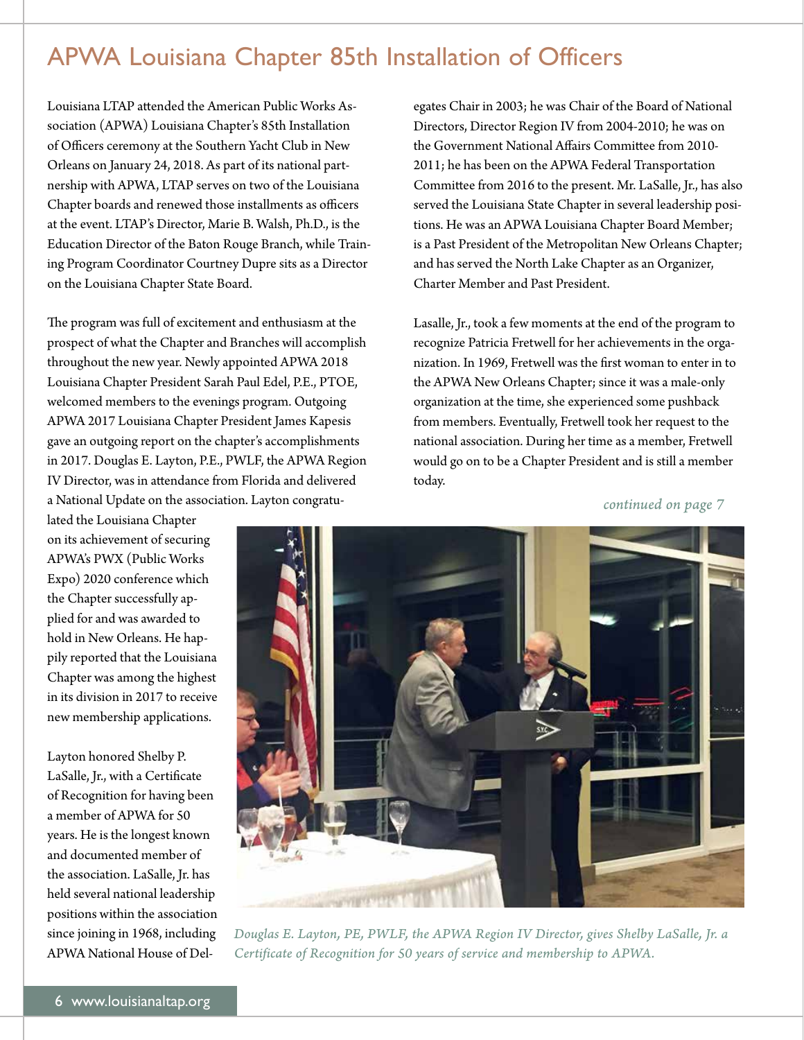# APWA Louisiana Chapter 85th Installation of Officers

Louisiana LTAP attended the American Public Works Association (APWA) Louisiana Chapter's 85th Installation of Officers ceremony at the Southern Yacht Club in New Orleans on January 24, 2018. As part of its national partnership with APWA, LTAP serves on two of the Louisiana Chapter boards and renewed those installments as officers at the event. LTAP's Director, Marie B. Walsh, Ph.D., is the Education Director of the Baton Rouge Branch, while Training Program Coordinator Courtney Dupre sits as a Director on the Louisiana Chapter State Board.

The program was full of excitement and enthusiasm at the prospect of what the Chapter and Branches will accomplish throughout the new year. Newly appointed APWA 2018 Louisiana Chapter President Sarah Paul Edel, P.E., PTOE, welcomed members to the evenings program. Outgoing APWA 2017 Louisiana Chapter President James Kapesis gave an outgoing report on the chapter's accomplishments in 2017. Douglas E. Layton, P.E., PWLF, the APWA Region IV Director, was in attendance from Florida and delivered a National Update on the association. Layton congratulated the Louisiana Chapter on its achievement of securing APWA's PWX (Public Works Expo) 2020 conference which the Chapter successfully applied for and was awarded to hold in New Orleans. He happily reported that the Louisiana Chapter was among the highest in its division in 2017 to receive new membership applications.

Layton honored Shelby P. LaSalle, Jr., with a Certificate of Recognition for having been a member of APWA for 50 years. He is the longest known and documented member of the association. LaSalle, Jr. has held several national leadership positions within the association since joining in 1968, including APWA National House of Delegates Chair in 2003; he was Chair of the Board of National Directors, Director Region IV from 2004-2010; he was on the Government National Affairs Committee from 2010-2011; he has been on the APWA Federal Transportation Committee from 2016 to the present. Mr. LaSalle, Jr., has also served the Louisiana State Chapter in several leadership positions. He was an APWA Louisiana Chapter Board Member; is a Past President of the Metropolitan New Orleans Chapter; and has served the North Lake Chapter as an Organizer, Charter Member and Past President.

Lasalle, Jr., took a few moments at the end of the program to recognize Patricia Fretwell for her achievements in the organization. In 1969, Fretwell was the first woman to enter in to the APWA New Orleans Chapter; since it was a male-only organization at the time, she experienced some pushback from members. Eventually, Fretwell took her request to the national association. During her time as a member, Fretwell would go on to be a Chapter President and is still a member today.

*continued on page 7*

*Douglas E. Layton, PE, PWLF, the APWA Region IV Director, gives Shelby LaSalle, Jr. a Certificate of Recognition for 50 years of service and membership to APWA.*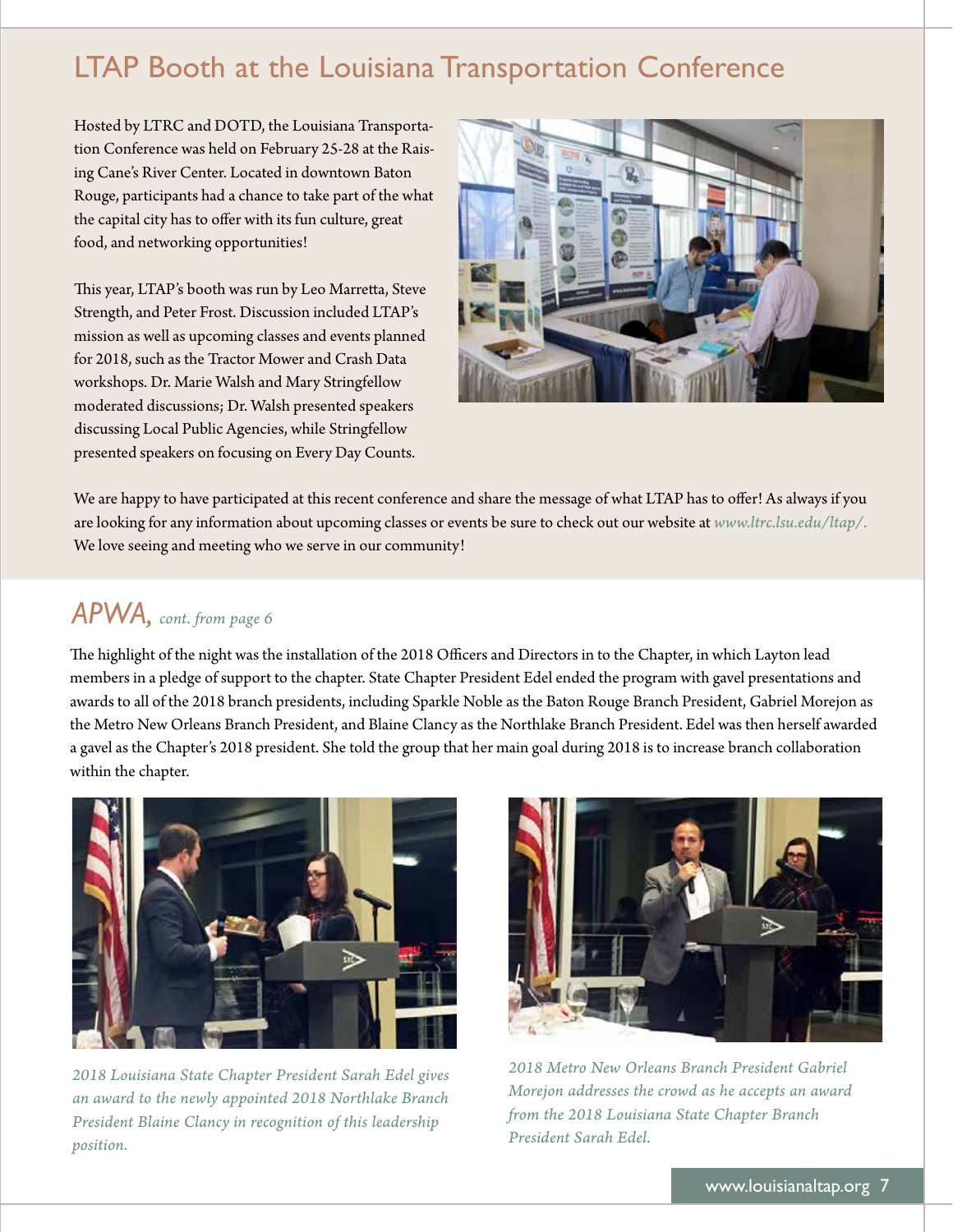## LTAP Booth at the Louisiana Transportation Conference

Hosted by LTRC and DOTD, the Louisiana Transportation Conference was held on February 25-28 at the Raising Cane's River Center. Located in downtown Baton Rouge, participants had a chance to take part of the what the capital city has to offer with its fun culture, great food, and networking opportunities!

This year, LTAP's booth was run by Leo Marretta, Steve Strength, and Peter Frost. Discussion included LTAP's mission as well as upcoming classes and events planned for 2018, such as the Tractor Mower and Crash Data workshops. Dr. Marie Walsh and Mary Stringfellow moderated discussions; Dr. Walsh presented speakers discussing Local Public Agencies, while Stringfellow presented speakers on focusing on Every Day Counts.

We are happy to have participated at this recent conference and share the message of what LTAP has to offer! As always if you are looking for any information about upcoming classes or events be sure to check out our website at *www.ltrc.lsu.edu/ltap/.* We love seeing and meeting who we serve in our community!

## *APWA, cont. from page 6*

The highlight of the night was the installation of the 2018 Officers and Directors in to the Chapter, in which Layton lead members in a pledge of support to the chapter. State Chapter President Edel ended the program with gavel presentations and awards to all of the 2018 branch presidents, including Sparkle Noble as the Baton Rouge Branch President, Gabriel Morejon as the Metro New Orleans Branch President, and Blaine Clancy as the Northlake Branch President. Edel was then herself awarded a gavel as the Chapter's 2018 president. She told the group that her main goal during 2018 is to increase branch collaboration within the chapter.

*2018 Louisiana State Chapter President Sarah Edel gives an award to the newly appointed 2018 Northlake Branch President Blaine Clancy in recognition of this leadership position.*

*2018 Metro New Orleans Branch President Gabriel Morejon addresses the crowd as he accepts an award from the 2018 Louisiana State Chapter Branch President Sarah Edel.*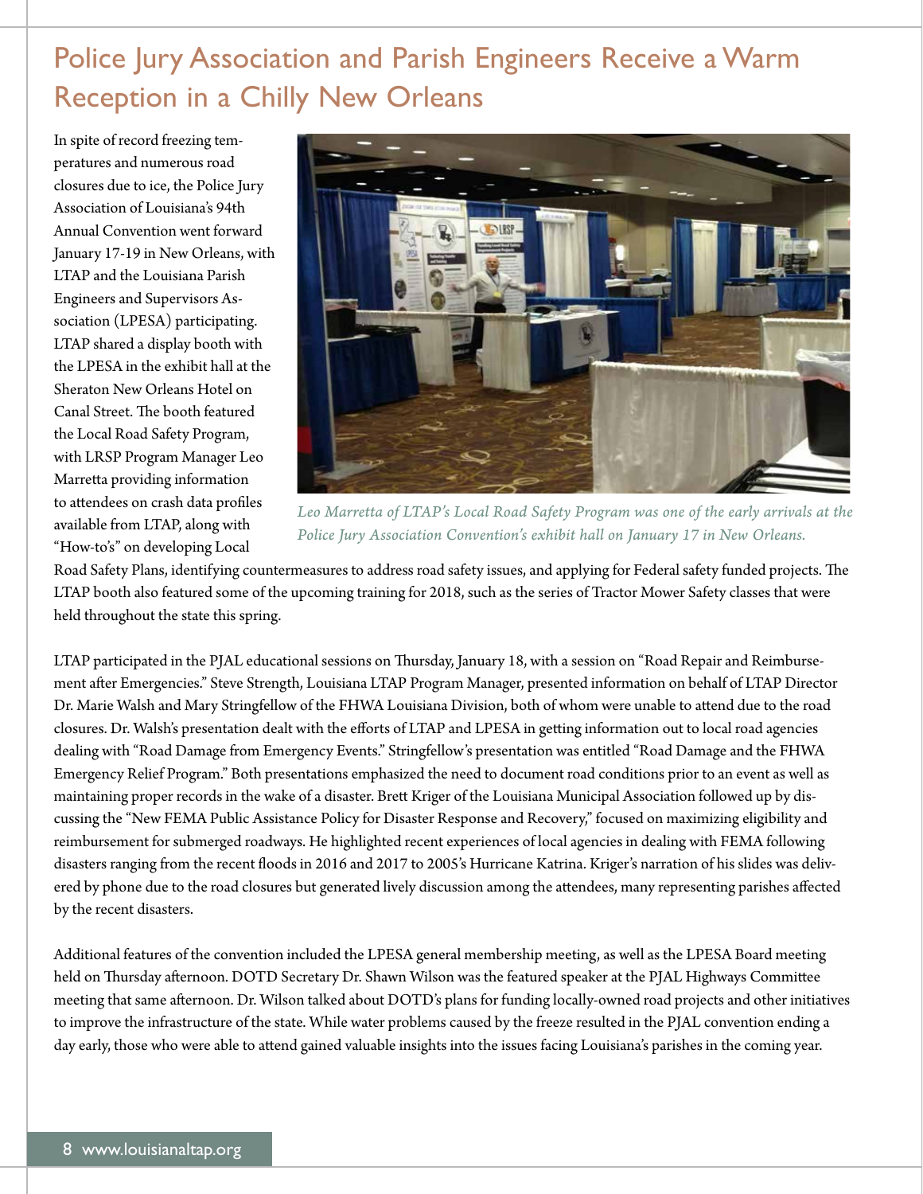# Police Jury Association and Parish Engineers Receive a Warm Reception in a Chilly New Orleans

In spite of record freezing temperatures and numerous road closures due to ice, the Police Jury Association of Louisiana's 94th Annual Convention went forward January 17-19 in New Orleans, with LTAP and the Louisiana Parish Engineers and Supervisors Association (LPESA) participating. LTAP shared a display booth with the LPESA in the exhibit hall at the Sheraton New Orleans Hotel on Canal Street. The booth featured the Local Road Safety Program, with LRSP Program Manager Leo Marretta providing information to attendees on crash data profiles available from LTAP, along with "How-to's" on developing Local Road Safety Plans, identifying countermeasures to address road safety issues, and applying for Federal safety funded projects. The LTAP booth also featured some of the upcoming training for 2018, such as the series of Tractor Mower Safety classes that were held throughout the state this spring.

*Leo Marretta of LTAP's Local Road Safety Program was one of the early arrivals at the Police Jury Association Convention's exhibit hall on January 17 in New Orleans.*

LTAP participated in the PJAL educational sessions on Thursday, January 18, with a session on "Road Repair and Reimbursement after Emergencies." Steve Strength, Louisiana LTAP Program Manager, presented information on behalf of LTAP Director Dr. Marie Walsh and Mary Stringfellow of the FHWA Louisiana Division, both of whom were unable to attend due to the road closures. Dr. Walsh's presentation dealt with the efforts of LTAP and LPESA in getting information out to local road agencies dealing with "Road Damage from Emergency Events." Stringfellow's presentation was entitled "Road Damage and the FHWA Emergency Relief Program." Both presentations emphasized the need to document road conditions prior to an event as well as maintaining proper records in the wake of a disaster. Brett Kriger of the Louisiana Municipal Association followed up by discussing the "New FEMA Public Assistance Policy for Disaster Response and Recovery," focused on maximizing eligibility and reimbursement for submerged roadways. He highlighted recent experiences of local agencies in dealing with FEMA following disasters ranging from the recent floods in 2016 and 2017 to 2005's Hurricane Katrina. Kriger's narration of his slides was delivered by phone due to the road closures but generated lively discussion among the attendees, many representing parishes affected by the recent disasters.

Additional features of the convention included the LPESA general membership meeting, as well as the LPESA Board meeting held on Thursday afternoon. DOTD Secretary Dr. Shawn Wilson was the featured speaker at the PJAL Highways Committee meeting that same afternoon. Dr. Wilson talked about DOTD's plans for funding locally-owned road projects and other initiatives to improve the infrastructure of the state. While water problems caused by the freeze resulted in the PJAL convention ending a day early, those who were able to attend gained valuable insights into the issues facing Louisiana's parishes in the coming year.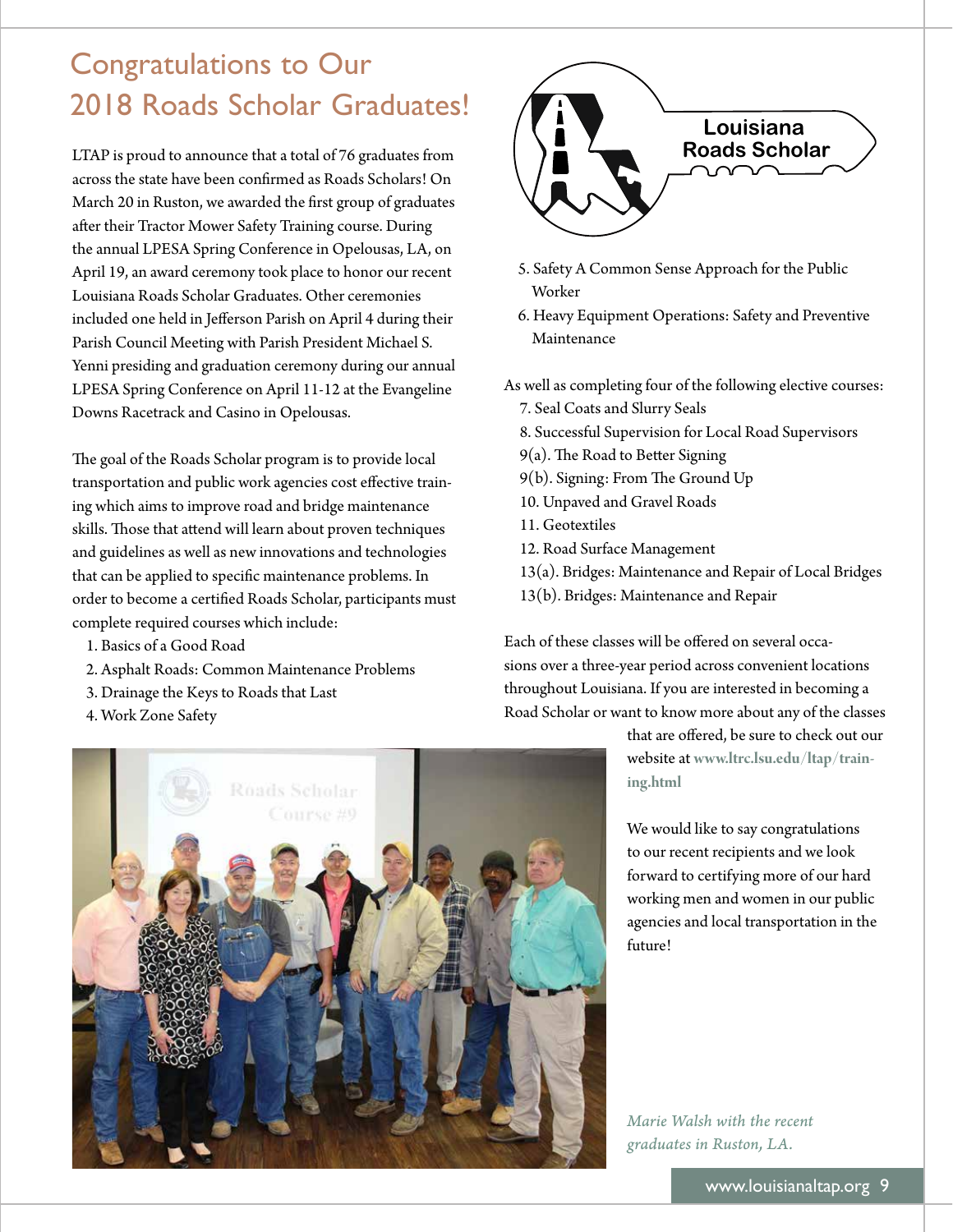# Congratulations to Our 2018 Roads Scholar Graduates!

LTAP is proud to announce that a total of 76 graduates from across the state have been confirmed as Roads Scholars! On March 20 in Ruston, we awarded the first group of graduates after their Tractor Mower Safety Training course. During the annual LPESA Spring Conference in Opelousas, LA, on April 19, an award ceremony took place to honor our recent Louisiana Roads Scholar Graduates. Other ceremonies included one held in Jefferson Parish on April 4 during their Parish Council Meeting with Parish President Michael S. Yenni presiding and graduation ceremony during our annual LPESA Spring Conference on April 11-12 at the Evangeline Downs Racetrack and Casino in Opelousas.

The goal of the Roads Scholar program is to provide local transportation and public work agencies cost effective training which aims to improve road and bridge maintenance skills. Those that attend will learn about proven techniques and guidelines as well as new innovations and technologies that can be applied to specific maintenance problems. In order to become a certified Roads Scholar, participants must complete required courses which include:

1. Basics of a Good Road
2. Asphalt Roads: Common Maintenance Problems
3. Drainage the Keys to Roads that Last
4. Work Zone Safety
5. Safety A Common Sense Approach for the Public Worker
6. Heavy Equipment Operations: Safety and Preventive Maintenance

As well as completing four of the following elective courses:

7. Seal Coats and Slurry Seals
8. Successful Supervision for Local Road Supervisors
9(a). The Road to Better Signing
9(b). Signing: From The Ground Up
10. Unpaved and Gravel Roads
11. Geotextiles
12. Road Surface Management
13(a). Bridges: Maintenance and Repair of Local Bridges
13(b). Bridges: Maintenance and Repair

Each of these classes will be offered on several occasions over a three-year period across convenient locations throughout Louisiana. If you are interested in becoming a Road Scholar or want to know more about any of the classes that are offered, be sure to check out our website at **www.ltrc.lsu.edu/ltap/training.html**

We would like to say congratulations to our recent recipients and we look forward to certifying more of our hard working men and women in our public agencies and local transportation in the future!

*Marie Walsh with the recent graduates in Ruston, LA.*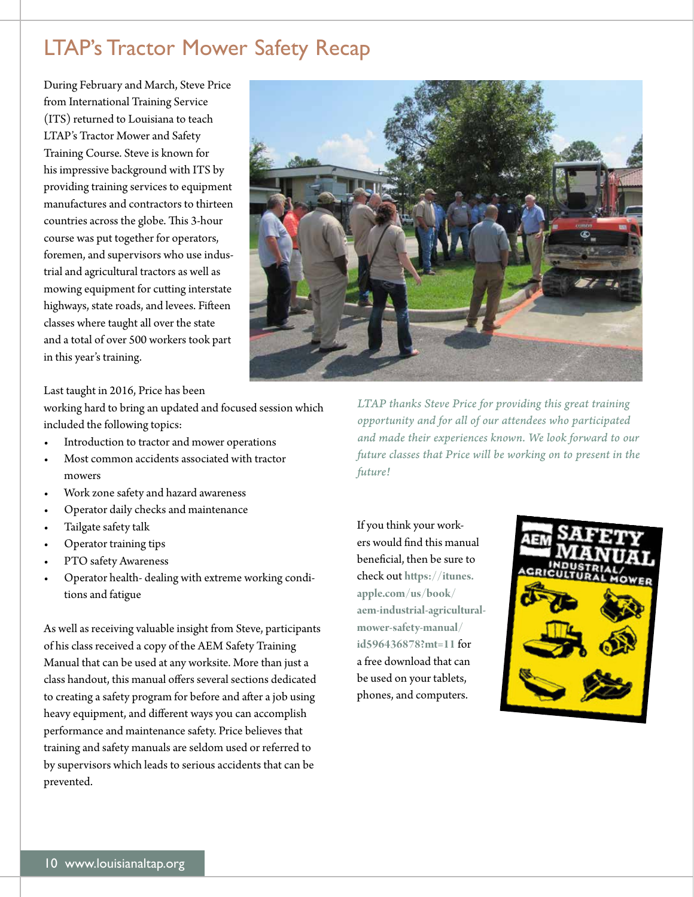# LTAP's Tractor Mower Safety Recap

During February and March, Steve Price from International Training Service (ITS) returned to Louisiana to teach LTAP's Tractor Mower and Safety Training Course. Steve is known for his impressive background with ITS by providing training services to equipment manufactures and contractors to thirteen countries across the globe. This 3-hour course was put together for operators, foremen, and supervisors who use industrial and agricultural tractors as well as mowing equipment for cutting interstate highways, state roads, and levees. Fifteen classes where taught all over the state and a total of over 500 workers took part in this year's training.

Last taught in 2016, Price has been working hard to bring an updated and focused session which included the following topics:

- Introduction to tractor and mower operations
- Most common accidents associated with tractor mowers
- Work zone safety and hazard awareness
- Operator daily checks and maintenance
- Tailgate safety talk
- Operator training tips
- PTO safety Awareness
- Operator health- dealing with extreme working conditions and fatigue

As well as receiving valuable insight from Steve, participants of his class received a copy of the AEM Safety Training Manual that can be used at any worksite. More than just a class handout, this manual offers several sections dedicated to creating a safety program for before and after a job using heavy equipment, and different ways you can accomplish performance and maintenance safety. Price believes that training and safety manuals are seldom used or referred to by supervisors which leads to serious accidents that can be prevented.

*LTAP thanks Steve Price for providing this great training opportunity and for all of our attendees who participated and made their experiences known. We look forward to our future classes that Price will be working on to present in the future!*

If you think your workers would find this manual beneficial, then be sure to check out **https://itunes.apple.com/us/book/aem-industrial-agricultural-mower-safety-manual/id596436878?mt=11** for a free download that can be used on your tablets, phones, and computers.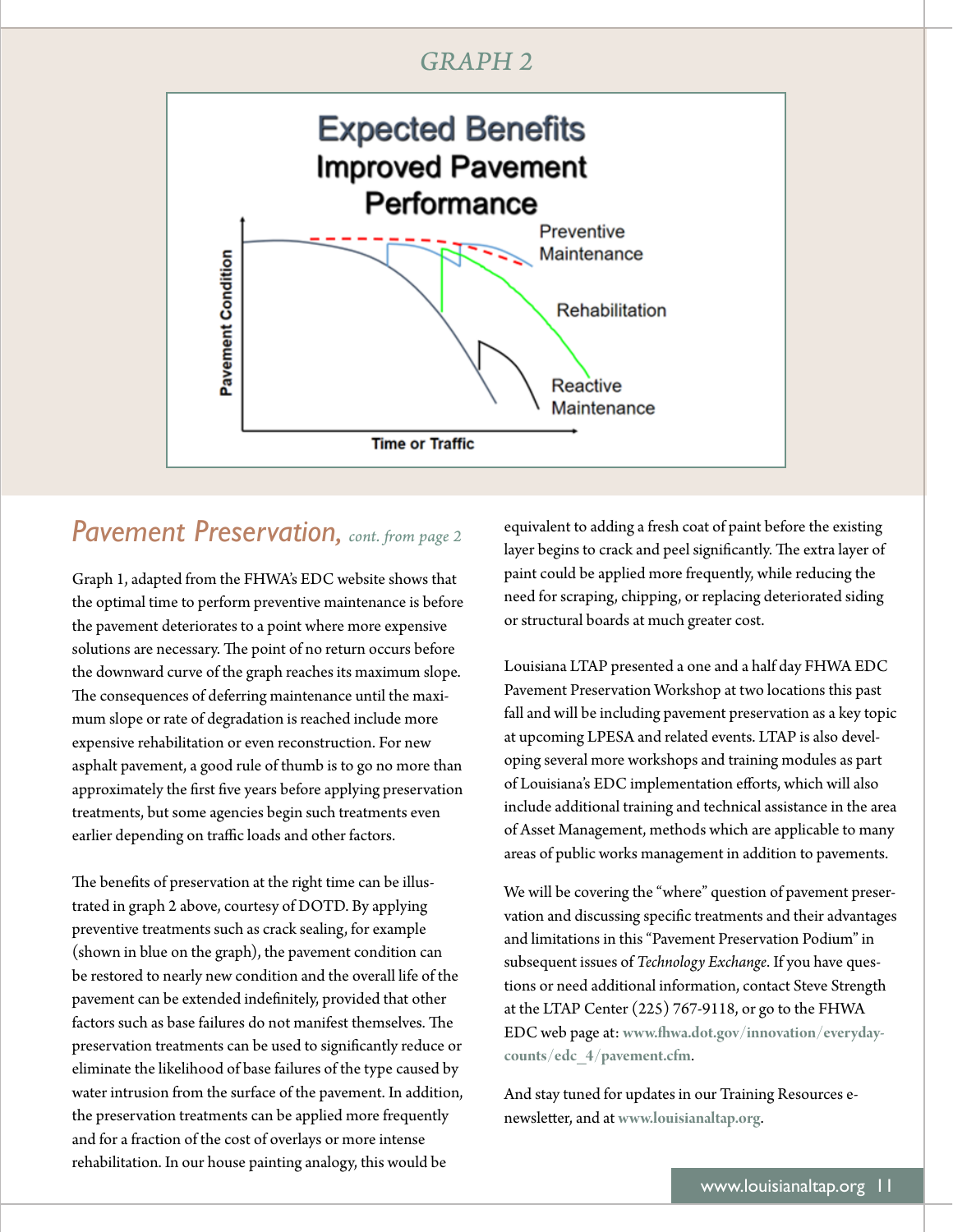## GRAPH 2

**Expected Benefits**
**Improved Pavement Performance**

Pavement Condition

Time or Traffic

Preventive Maintenance

Rehabilitation

Reactive Maintenance

## *Pavement Preservation,* *cont. from page 2*

Graph 1, adapted from the FHWA's EDC website shows that the optimal time to perform preventive maintenance is before the pavement deteriorates to a point where more expensive solutions are necessary. The point of no return occurs before the downward curve of the graph reaches its maximum slope. The consequences of deferring maintenance until the maximum slope or rate of degradation is reached include more expensive rehabilitation or even reconstruction. For new asphalt pavement, a good rule of thumb is to go no more than approximately the first five years before applying preservation treatments, but some agencies begin such treatments even earlier depending on traffic loads and other factors.

The benefits of preservation at the right time can be illustrated in graph 2 above, courtesy of DOTD. By applying preventive treatments such as crack sealing, for example (shown in blue on the graph), the pavement condition can be restored to nearly new condition and the overall life of the pavement can be extended indefinitely, provided that other factors such as base failures do not manifest themselves. The preservation treatments can be used to significantly reduce or eliminate the likelihood of base failures of the type caused by water intrusion from the surface of the pavement. In addition, the preservation treatments can be applied more frequently and for a fraction of the cost of overlays or more intense rehabilitation. In our house painting analogy, this would be equivalent to adding a fresh coat of paint before the existing layer begins to crack and peel significantly. The extra layer of paint could be applied more frequently, while reducing the need for scraping, chipping, or replacing deteriorated siding or structural boards at much greater cost.

Louisiana LTAP presented a one and a half day FHWA EDC Pavement Preservation Workshop at two locations this past fall and will be including pavement preservation as a key topic at upcoming LPESA and related events. LTAP is also developing several more workshops and training modules as part of Louisiana's EDC implementation efforts, which will also include additional training and technical assistance in the area of Asset Management, methods which are applicable to many areas of public works management in addition to pavements.

We will be covering the "where" question of pavement preservation and discussing specific treatments and their advantages and limitations in this "Pavement Preservation Podium" in subsequent issues of *Technology Exchange*. If you have questions or need additional information, contact Steve Strength at the LTAP Center (225) 767-9118, or go to the FHWA EDC web page at: **www.fhwa.dot.gov/innovation/everydaycounts/edc_4/pavement.cfm**.

And stay tuned for updates in our Training Resources e-newsletter, and at **www.louisianaltap.org**.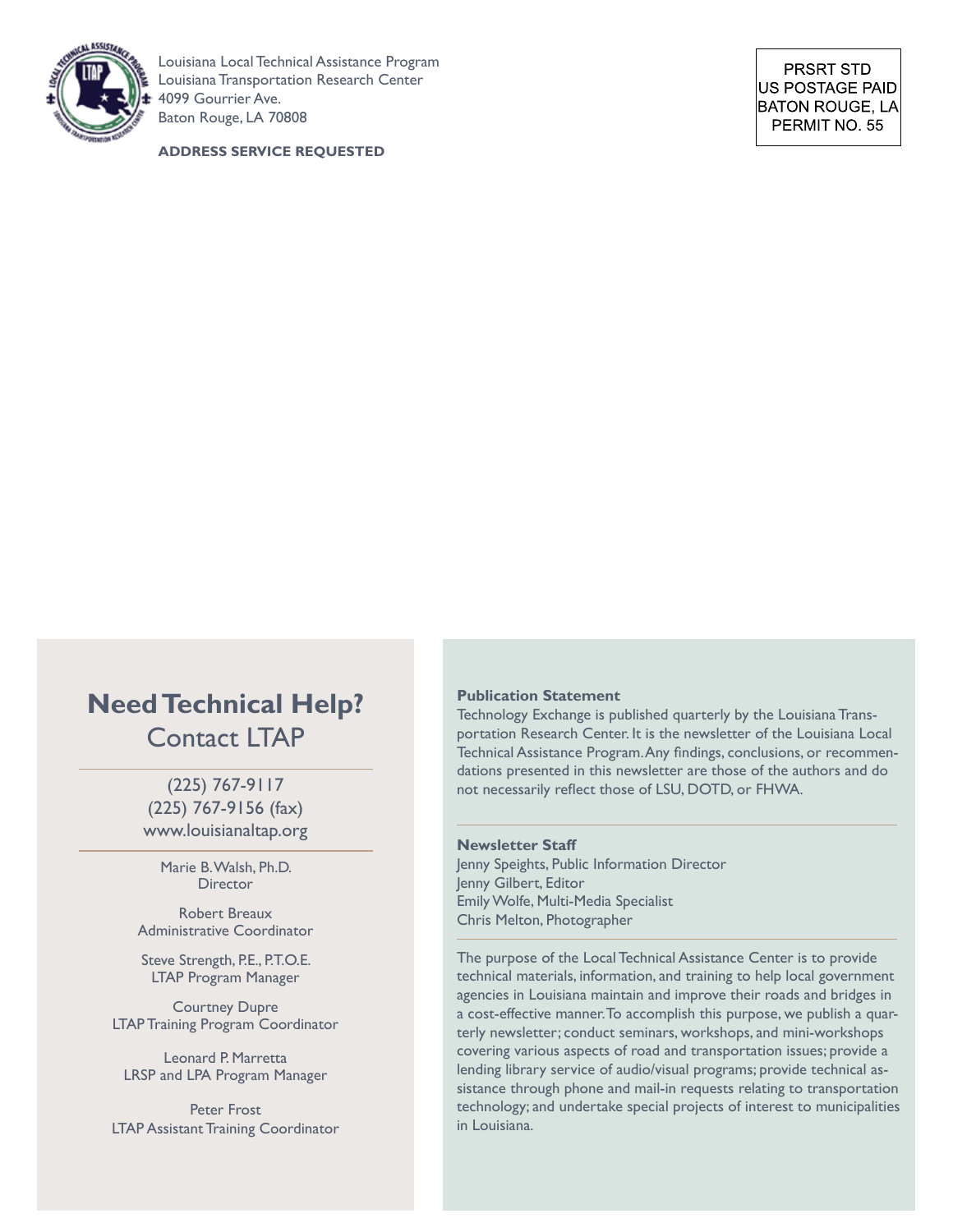Louisiana Local Technical Assistance Program
Louisiana Transportation Research Center
4099 Gourrier Ave.
Baton Rouge, LA 70808

**ADDRESS SERVICE REQUESTED**

PRSRT STD
US POSTAGE PAID
BATON ROUGE, LA
PERMIT NO. 55

## Need Technical Help?
### Contact LTAP

(225) 767-9117
(225) 767-9156 (fax)
www.louisianaltap.org

Marie B. Walsh, Ph.D.
Director

Robert Breaux
Administrative Coordinator

Steve Strength, P.E., P.T.O.E.
LTAP Program Manager

Courtney Dupre
LTAP Training Program Coordinator

Leonard P. Marretta
LRSP and LPA Program Manager

Peter Frost
LTAP Assistant Training Coordinator

**Publication Statement**
Technology Exchange is published quarterly by the Louisiana Transportation Research Center. It is the newsletter of the Louisiana Local Technical Assistance Program. Any findings, conclusions, or recommendations presented in this newsletter are those of the authors and do not necessarily reflect those of LSU, DOTD, or FHWA.

**Newsletter Staff**
Jenny Speights, Public Information Director
Jenny Gilbert, Editor
Emily Wolfe, Multi-Media Specialist
Chris Melton, Photographer

The purpose of the Local Technical Assistance Center is to provide technical materials, information, and training to help local government agencies in Louisiana maintain and improve their roads and bridges in a cost-effective manner. To accomplish this purpose, we publish a quarterly newsletter; conduct seminars, workshops, and mini-workshops covering various aspects of road and transportation issues; provide a lending library service of audio/visual programs; provide technical assistance through phone and mail-in requests relating to transportation technology; and undertake special projects of interest to municipalities in Louisiana.